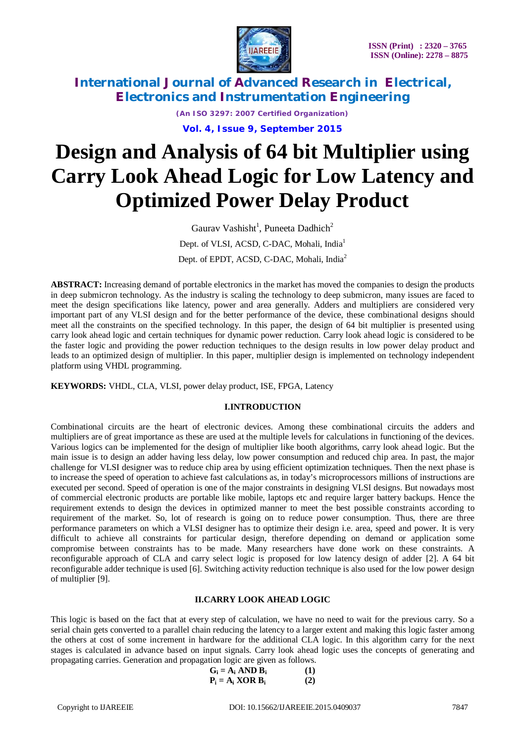# Design and Analysis of 64 bit Multiplier using Carry Look Ahead Logic for Low Latency and Optimized Power Delay Product

Gaurav Vashisht[1], Puneeta Dadhich[2]

Dept. of VLSI, ACSD, C-DAC, Mohali, India[1]

Dept. of EPDT, ACSD, C-DAC, Mohali, India[2]

**ABSTRACT:** Increasing demand of portable electronics in the market has moved the companies to design the products in deep submicron technology. As the industry is scaling the technology to deep submicron, many issues are faced to meet the design specifications like latency, power and area generally. Adders and multipliers are considered very important part of any VLSI design and for the better performance of the device, these combinational designs should meet all the constraints on the specified technology. In this paper, the design of 64 bit multiplier is presented using carry look ahead logic and certain techniques for dynamic power reduction. Carry look ahead logic is considered to be the faster logic and providing the power reduction techniques to the design results in low power delay product and leads to an optimized design of multiplier. In this paper, multiplier design is implemented on technology independent platform using VHDL programming.

**KEYWORDS:** VHDL, CLA, VLSI, power delay product, ISE, FPGA, Latency

## I.INTRODUCTION

Combinational circuits are the heart of electronic devices. Among these combinational circuits the adders and multipliers are of great importance as these are used at the multiple levels for calculations in functioning of the devices. Various logics can be implemented for the design of multiplier like booth algorithms, carry look ahead logic. But the main issue is to design an adder having less delay, low power consumption and reduced chip area. In past, the major challenge for VLSI designer was to reduce chip area by using efficient optimization techniques. Then the next phase is to increase the speed of operation to achieve fast calculations as, in today's microprocessors millions of instructions are executed per second. Speed of operation is one of the major constraints in designing VLSI designs. But nowadays most of commercial electronic products are portable like mobile, laptops etc and require larger battery backups. Hence the requirement extends to design the devices in optimized manner to meet the best possible constraints according to requirement of the market. So, lot of research is going on to reduce power consumption. Thus, there are three performance parameters on which a VLSI designer has to optimize their design i.e. area, speed and power. It is very difficult to achieve all constraints for particular design, therefore depending on demand or application some compromise between constraints has to be made. Many researchers have done work on these constraints. A reconfigurable approach of CLA and carry select logic is proposed for low latency design of adder [2]. A 64 bit reconfigurable adder technique is used [6]. Switching activity reduction technique is also used for the low power design of multiplier [9].

## II.CARRY LOOK AHEAD LOGIC

This logic is based on the fact that at every step of calculation, we have no need to wait for the previous carry. So a serial chain gets converted to a parallel chain reducing the latency to a larger extent and making this logic faster among the others at cost of some increment in hardware for the additional CLA logic. In this algorithm carry for the next stages is calculated in advance based on input signals. Carry look ahead logic uses the concepts of generating and propagating carries. Generation and propagation logic are given as follows.

$$G_i = A_i \text{ AND } B_i \quad (1)$$

$$P_i = A_i \text{ XOR } B_i \quad (2)$$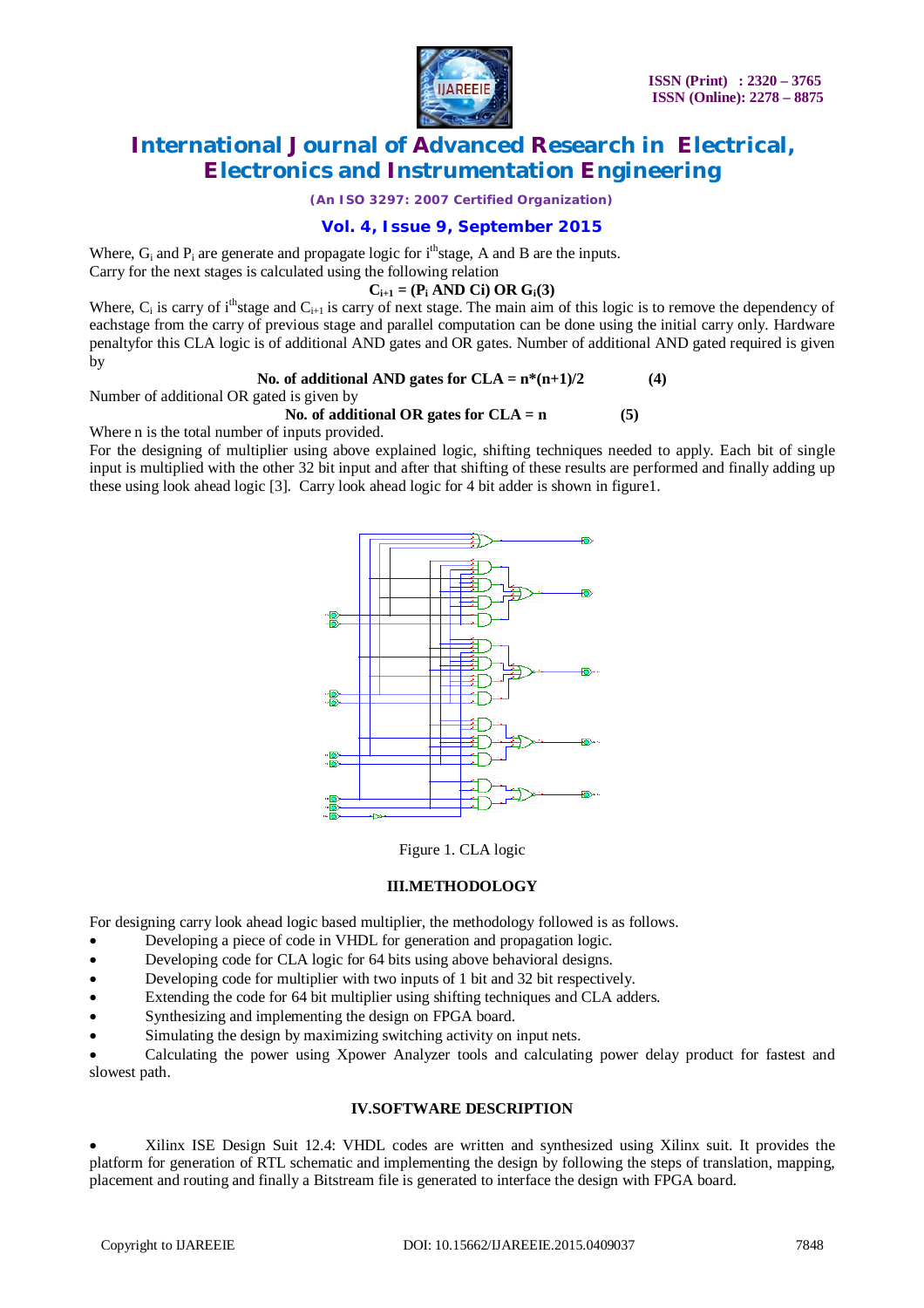Where, $G_i$ and $P_i$ are generate and propagate logic for $i^{th}$stage, A and B are the inputs.
Carry for the next stages is calculated using the following relation

$$C_{i+1} = (P_i \text{ AND } Ci) \text{ OR } G_i (3)$$

Where, $C_i$ is carry of $i^{th}$stage and $C_{i+1}$ is carry of next stage. The main aim of this logic is to remove the dependency of eachstage from the carry of previous stage and parallel computation can be done using the initial carry only. Hardware penaltyfor this CLA logic is of additional AND gates and OR gates. Number of additional AND gated required is given by

**No. of additional AND gates for CLA = n*(n+1)/2 (4)**

Number of additional OR gated is given by

**No. of additional OR gates for CLA = n (5)**

Where n is the total number of inputs provided.

For the designing of multiplier using above explained logic, shifting techniques needed to apply. Each bit of single input is multiplied with the other 32 bit input and after that shifting of these results are performed and finally adding up these using look ahead logic [3]. Carry look ahead logic for 4 bit adder is shown in figure1.

Figure 1. CLA logic

## III.METHODOLOGY

For designing carry look ahead logic based multiplier, the methodology followed is as follows.

- Developing a piece of code in VHDL for generation and propagation logic.
- Developing code for CLA logic for 64 bits using above behavioral designs.
- Developing code for multiplier with two inputs of 1 bit and 32 bit respectively.
- Extending the code for 64 bit multiplier using shifting techniques and CLA adders.
- Synthesizing and implementing the design on FPGA board.
- Simulating the design by maximizing switching activity on input nets.
- Calculating the power using Xpower Analyzer tools and calculating power delay product for fastest and slowest path.

## IV.SOFTWARE DESCRIPTION

- Xilinx ISE Design Suit 12.4: VHDL codes are written and synthesized using Xilinx suit. It provides the platform for generation of RTL schematic and implementing the design by following the steps of translation, mapping, placement and routing and finally a Bitstream file is generated to interface the design with FPGA board.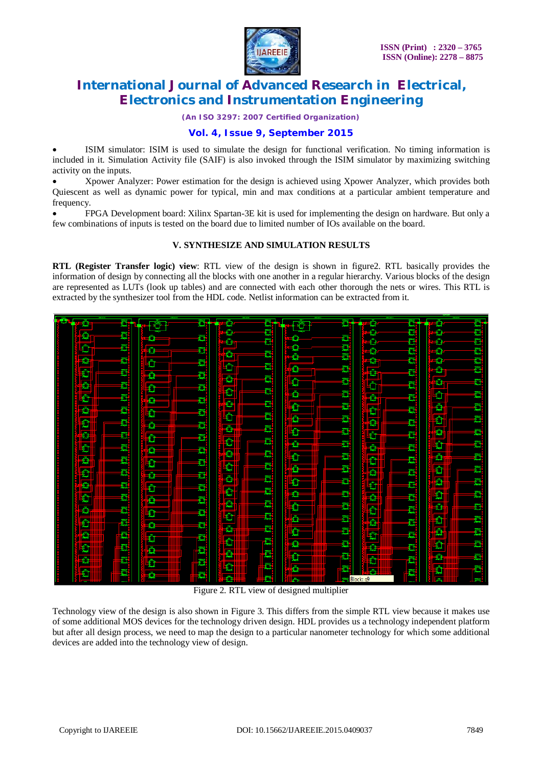- ISIM simulator: ISIM is used to simulate the design for functional verification. No timing information is included in it. Simulation Activity file (SAIF) is also invoked through the ISIM simulator by maximizing switching activity on the inputs.
- Xpower Analyzer: Power estimation for the design is achieved using Xpower Analyzer, which provides both Quiescent as well as dynamic power for typical, min and max conditions at a particular ambient temperature and frequency.
- FPGA Development board: Xilinx Spartan-3E kit is used for implementing the design on hardware. But only a few combinations of inputs is tested on the board due to limited number of IOs available on the board.

## V. SYNTHESIZE AND SIMULATION RESULTS

**RTL (Register Transfer logic) view**: RTL view of the design is shown in figure2. RTL basically provides the information of design by connecting all the blocks with one another in a regular hierarchy. Various blocks of the design are represented as LUTs (look up tables) and are connected with each other thorough the nets or wires. This RTL is extracted by the synthesizer tool from the HDL code. Netlist information can be extracted from it.

Figure 2. RTL view of designed multiplier

Technology view of the design is also shown in Figure 3. This differs from the simple RTL view because it makes use of some additional MOS devices for the technology driven design. HDL provides us a technology independent platform but after all design process, we need to map the design to a particular nanometer technology for which some additional devices are added into the technology view of design.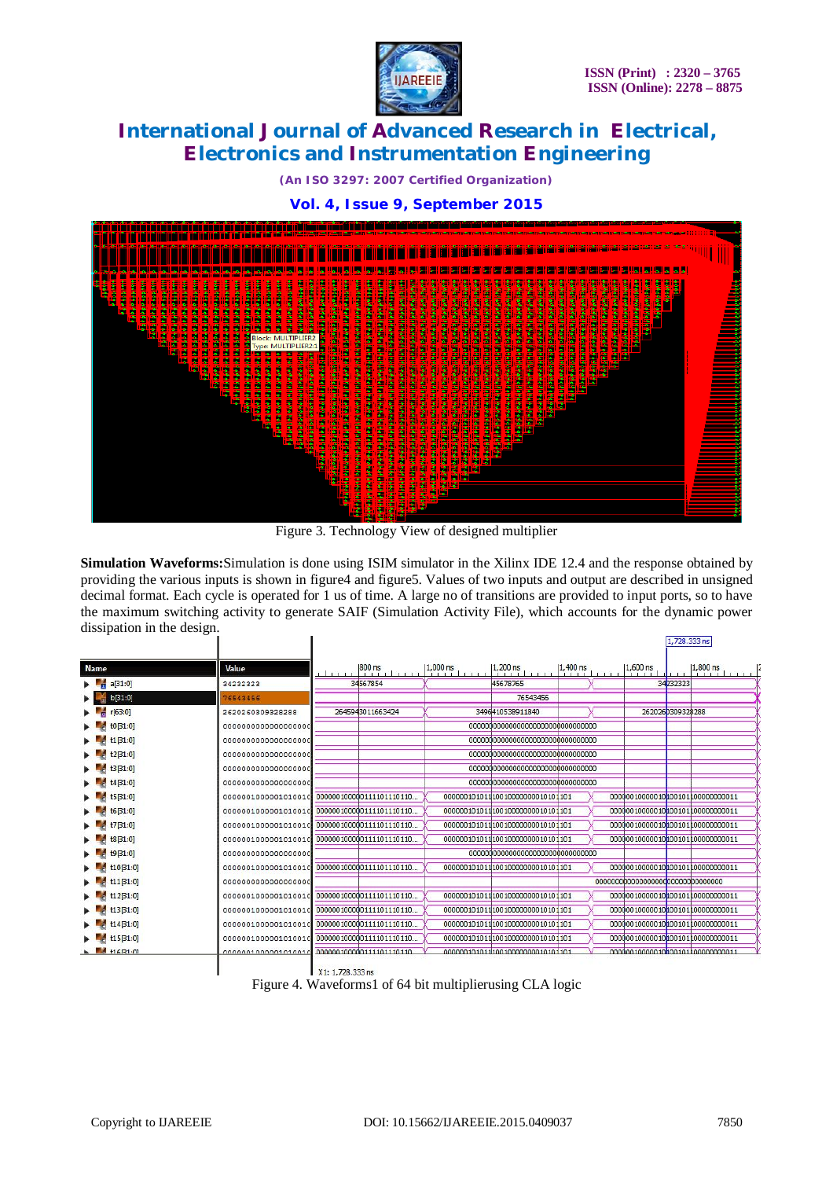Figure 3. Technology View of designed multiplier

**Simulation Waveforms:** Simulation is done using ISIM simulator in the Xilinx IDE 12.4 and the response obtained by providing the various inputs is shown in figure4 and figure5. Values of two inputs and output are described in unsigned decimal format. Each cycle is operated for 1 us of time. A large no of transitions are provided to input ports, so to have the maximum switching activity to generate SAIF (Simulation Activity File), which accounts for the dynamic power dissipation in the design.

Figure 4. Waveforms1 of 64 bit multiplierusing CLA logic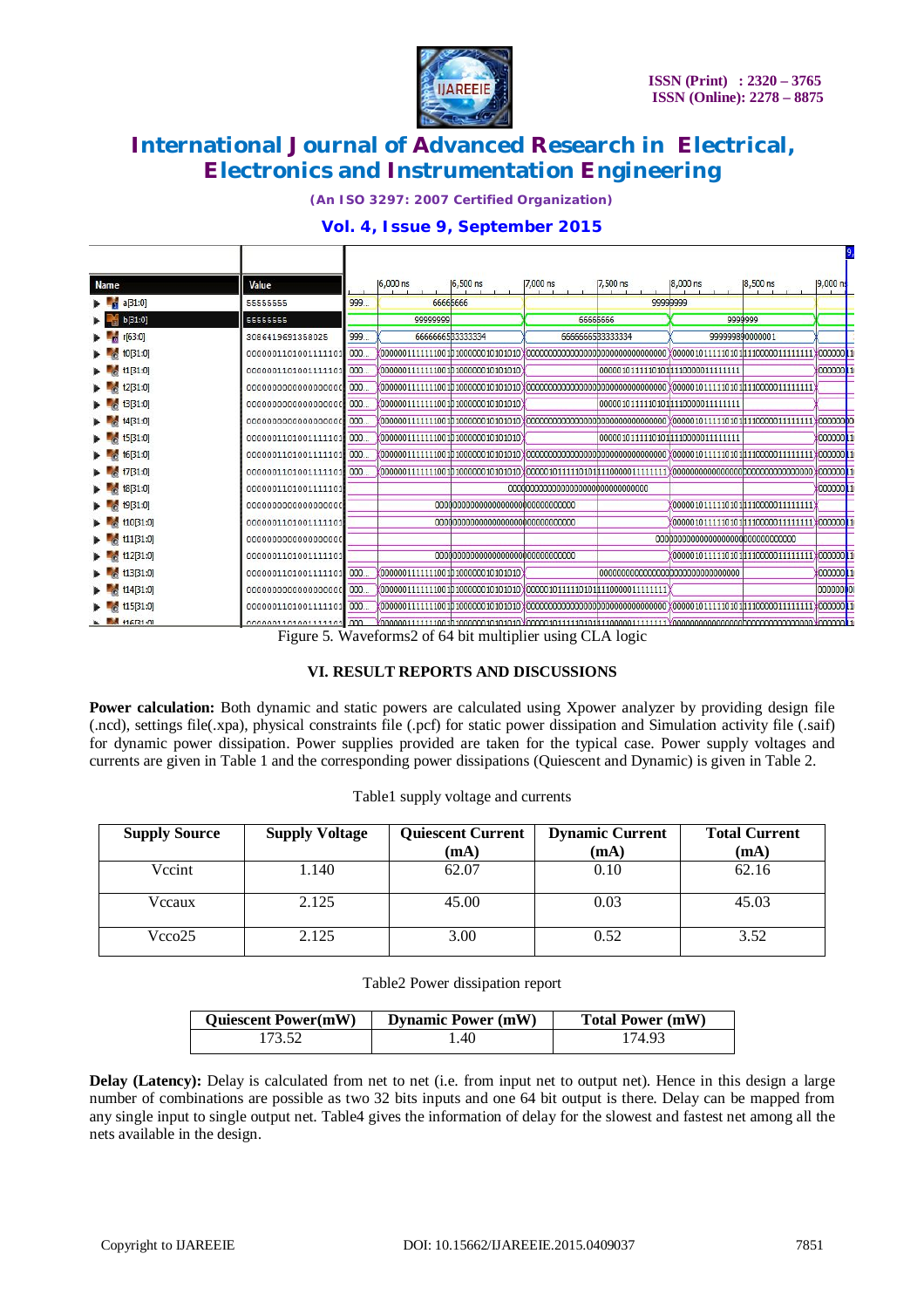Figure 5. Waveforms2 of 64 bit multiplier using CLA logic

## VI. RESULT REPORTS AND DISCUSSIONS

**Power calculation:** Both dynamic and static powers are calculated using Xpower analyzer by providing design file (.ncd), settings file(.xpa), physical constraints file (.pcf) for static power dissipation and Simulation activity file (.saif) for dynamic power dissipation. Power supplies provided are taken for the typical case. Power supply voltages and currents are given in Table 1 and the corresponding power dissipations (Quiescent and Dynamic) is given in Table 2.

Table1 supply voltage and currents

| Supply Source | Supply Voltage | Quiescent Current (mA) | Dynamic Current (mA) | Total Current (mA) |
|---|---|---|---|---|
| Vccint | 1.140 | 62.07 | 0.10 | 62.16 |
| Vccaux | 2.125 | 45.00 | 0.03 | 45.03 |
| Vcco25 | 2.125 | 3.00 | 0.52 | 3.52 |

Table2 Power dissipation report

| Quiescent Power(mW) | Dynamic Power (mW) | Total Power (mW) |
|---|---|---|
| 173.52 | 1.40 | 174.93 |

**Delay (Latency):** Delay is calculated from net to net (i.e. from input net to output net). Hence in this design a large number of combinations are possible as two 32 bits inputs and one 64 bit output is there. Delay can be mapped from any single input to single output net. Table4 gives the information of delay for the slowest and fastest net among all the nets available in the design.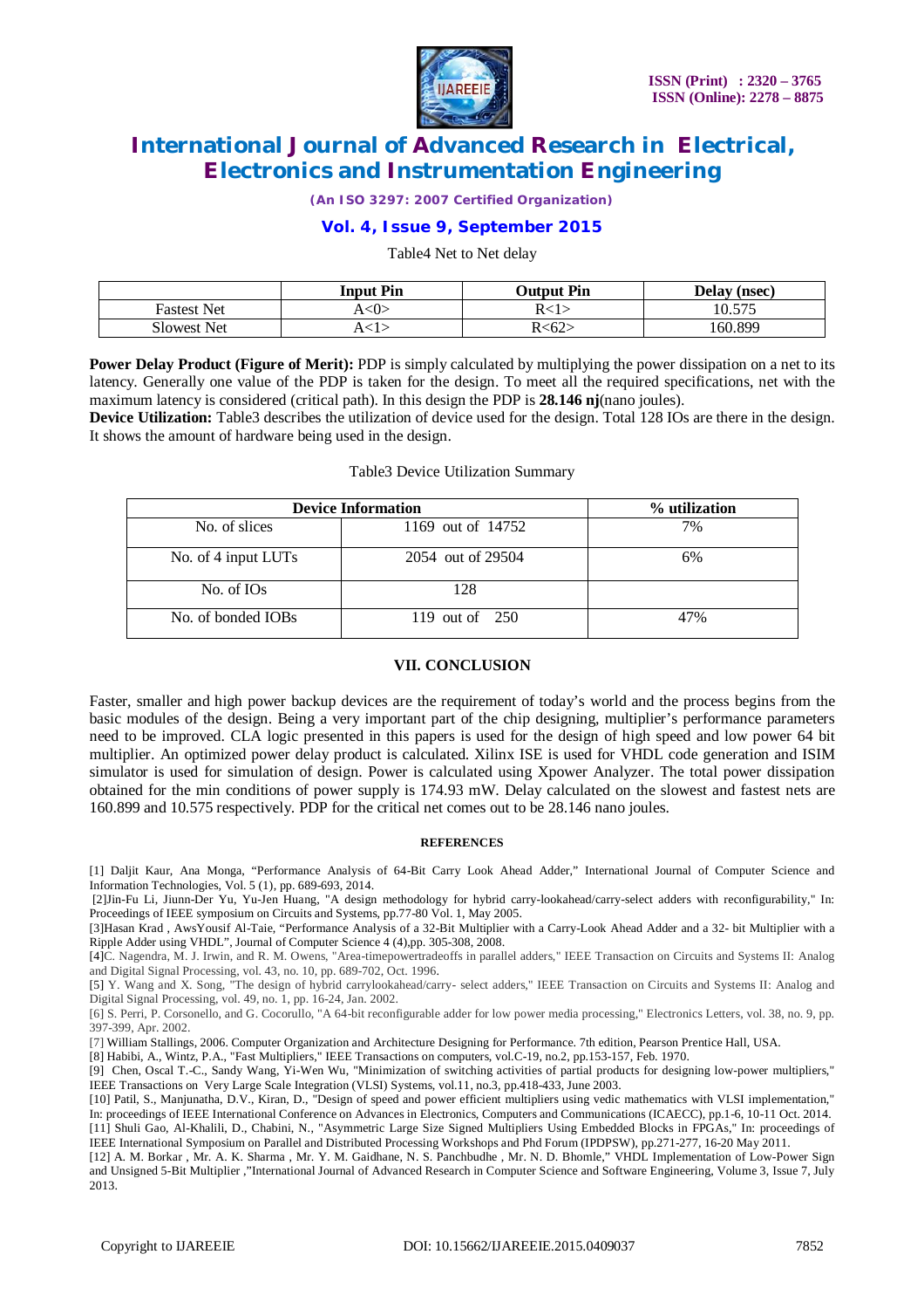Table4 Net to Net delay

| | Input Pin | Output Pin | Delay (nsec) |
|---|---|---|---|
| Fastest Net | A<0> | R<1> | 10.575 |
| Slowest Net | A<1> | R<62> | 160.899 |

**Power Delay Product (Figure of Merit):** PDP is simply calculated by multiplying the power dissipation on a net to its latency. Generally one value of the PDP is taken for the design. To meet all the required specifications, net with the maximum latency is considered (critical path). In this design the PDP is **28.146 nj**(nano joules).

**Device Utilization:** Table3 describes the utilization of device used for the design. Total 128 IOs are there in the design. It shows the amount of hardware being used in the design.

Table3 Device Utilization Summary

| Device Information | | % utilization |
|---|---|---|
| No. of slices | 1169 out of 14752 | 7% |
| No. of 4 input LUTs | 2054 out of 29504 | 6% |
| No. of IOs | 128 | |
| No. of bonded IOBs | 119 out of 250 | 47% |

## VII. CONCLUSION

Faster, smaller and high power backup devices are the requirement of today's world and the process begins from the basic modules of the design. Being a very important part of the chip designing, multiplier's performance parameters need to be improved. CLA logic presented in this papers is used for the design of high speed and low power 64 bit multiplier. An optimized power delay product is calculated. Xilinx ISE is used for VHDL code generation and ISIM simulator is used for simulation of design. Power is calculated using Xpower Analyzer. The total power dissipation obtained for the min conditions of power supply is 174.93 mW. Delay calculated on the slowest and fastest nets are 160.899 and 10.575 respectively. PDP for the critical net comes out to be 28.146 nano joules.

## REFERENCES

[1] Daljit Kaur, Ana Monga, "Performance Analysis of 64-Bit Carry Look Ahead Adder," International Journal of Computer Science and Information Technologies, Vol. 5 (1), pp. 689-693, 2014.

[2]Jin-Fu Li, Jiunn-Der Yu, Yu-Jen Huang, "A design methodology for hybrid carry-lookahead/carry-select adders with reconfigurability," In: Proceedings of IEEE symposium on Circuits and Systems, pp.77-80 Vol. 1, May 2005.

[3]Hasan Krad , AwsYousif Al-Taie, "Performance Analysis of a 32-Bit Multiplier with a Carry-Look Ahead Adder and a 32- bit Multiplier with a Ripple Adder using VHDL", Journal of Computer Science 4 (4),pp. 305-308, 2008.

[4]C. Nagendra, M. J. Irwin, and R. M. Owens, "Area-timepowertradeoffs in parallel adders," IEEE Transaction on Circuits and Systems II: Analog and Digital Signal Processing, vol. 43, no. 10, pp. 689-702, Oct. 1996.

[5] Y. Wang and X. Song, "The design of hybrid carrylookahead/carry- select adders," IEEE Transaction on Circuits and Systems II: Analog and Digital Signal Processing, vol. 49, no. 1, pp. 16-24, Jan. 2002.

[6] S. Perri, P. Corsonello, and G. Cocorullo, "A 64-bit reconfigurable adder for low power media processing," Electronics Letters, vol. 38, no. 9, pp. 397-399, Apr. 2002.

[7] William Stallings, 2006. Computer Organization and Architecture Designing for Performance. 7th edition, Pearson Prentice Hall, USA.

[8] Habibi, A., Wintz, P.A., "Fast Multipliers," IEEE Transactions on computers, vol.C-19, no.2, pp.153-157, Feb. 1970.

[9] Chen, Oscal T.-C., Sandy Wang, Yi-Wen Wu, "Minimization of switching activities of partial products for designing low-power multipliers," IEEE Transactions on Very Large Scale Integration (VLSI) Systems, vol.11, no.3, pp.418-433, June 2003.

[10] Patil, S., Manjunatha, D.V., Kiran, D., "Design of speed and power efficient multipliers using vedic mathematics with VLSI implementation," In: proceedings of IEEE International Conference on Advances in Electronics, Computers and Communications (ICAECC), pp.1-6, 10-11 Oct. 2014.

[11] Shuli Gao, Al-Khalili, D., Chabini, N., "Asymmetric Large Size Signed Multipliers Using Embedded Blocks in FPGAs," In: proceedings of IEEE International Symposium on Parallel and Distributed Processing Workshops and Phd Forum (IPDPSW), pp.271-277, 16-20 May 2011.

[12] A. M. Borkar , Mr. A. K. Sharma , Mr. Y. M. Gaidhane, N. S. Panchbudhe , Mr. N. D. Bhomle," VHDL Implementation of Low-Power Sign and Unsigned 5-Bit Multiplier ,"International Journal of Advanced Research in Computer Science and Software Engineering, Volume 3, Issue 7, July 2013.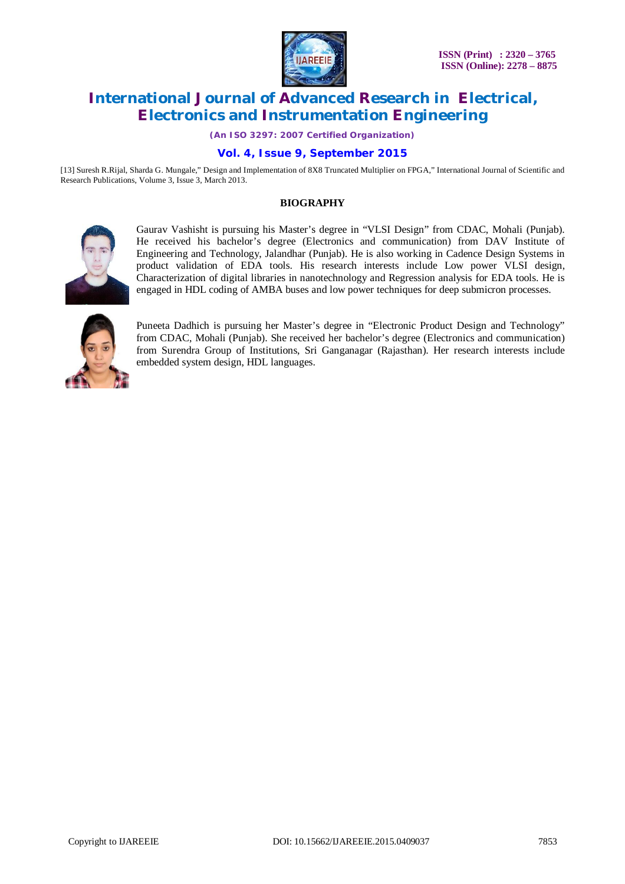[13] Suresh R.Rijal, Sharda G. Mungale," Design and Implementation of 8X8 Truncated Multiplier on FPGA," International Journal of Scientific and Research Publications, Volume 3, Issue 3, March 2013.

## BIOGRAPHY

Gaurav Vashisht is pursuing his Master's degree in "VLSI Design" from CDAC, Mohali (Punjab). He received his bachelor's degree (Electronics and communication) from DAV Institute of Engineering and Technology, Jalandhar (Punjab). He is also working in Cadence Design Systems in product validation of EDA tools. His research interests include Low power VLSI design, Characterization of digital libraries in nanotechnology and Regression analysis for EDA tools. He is engaged in HDL coding of AMBA buses and low power techniques for deep submicron processes.

Puneeta Dadhich is pursuing her Master's degree in "Electronic Product Design and Technology" from CDAC, Mohali (Punjab). She received her bachelor's degree (Electronics and communication) from Surendra Group of Institutions, Sri Ganganagar (Rajasthan). Her research interests include embedded system design, HDL languages.